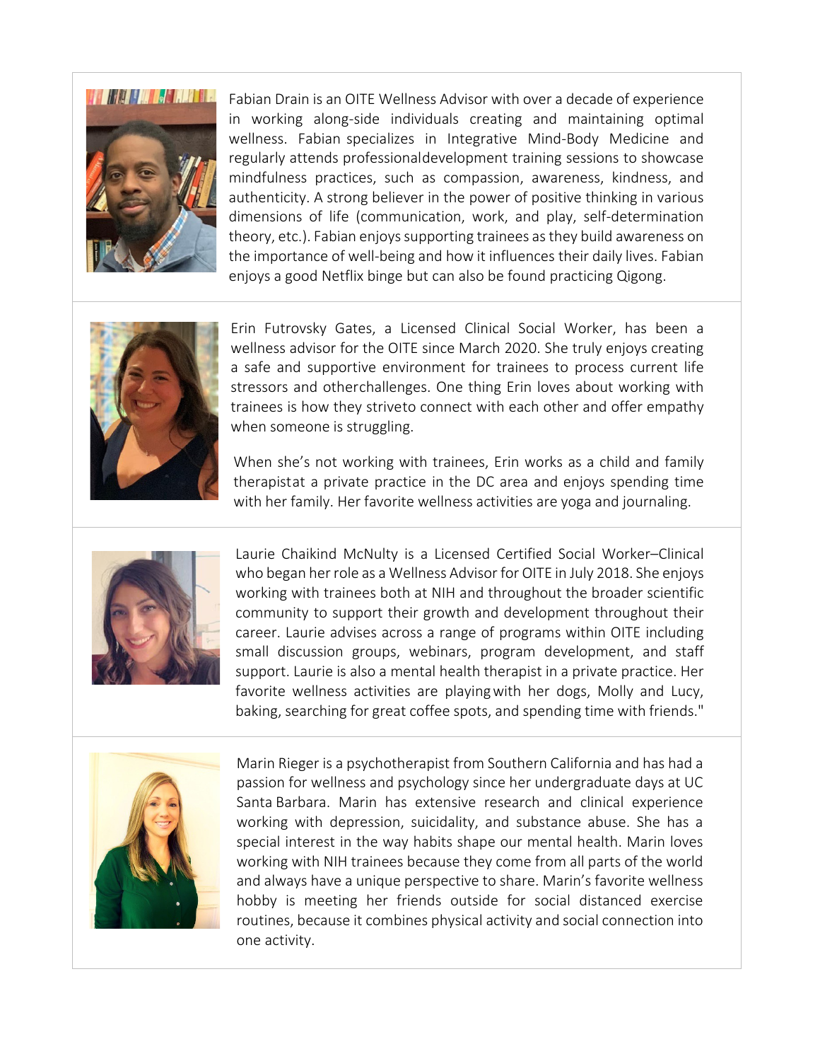Fabian Drain is an OITE Wellness Advisor with over a decade of experience in working along-side individuals creating and maintaining optimal wellness. Fabian specializes in Integrative Mind-Body Medicine and regularly attends professionaldevelopment training sessions to showcase mindfulness practices, such as compassion, awareness, kindness, and authenticity. A strong believer in the power of positive thinking in various dimensions of life (communication, work, and play, self-determination theory, etc.). Fabian enjoys supporting trainees as they build awareness on the importance of well-being and how it influences their daily lives. Fabian enjoys a good Netflix binge but can also be found practicing Qigong.

Erin Futrovsky Gates, a Licensed Clinical Social Worker, has been a wellness advisor for the OITE since March 2020. She truly enjoys creating a safe and supportive environment for trainees to process current life stressors and otherchallenges. One thing Erin loves about working with trainees is how they striveto connect with each other and offer empathy when someone is struggling.

When she's not working with trainees, Erin works as a child and family therapistat a private practice in the DC area and enjoys spending time with her family. Her favorite wellness activities are yoga and journaling.

Laurie Chaikind McNulty is a Licensed Certified Social Worker–Clinical who began her role as a Wellness Advisor for OITE in July 2018. She enjoys working with trainees both at NIH and throughout the broader scientific community to support their growth and development throughout their career. Laurie advises across a range of programs within OITE including small discussion groups, webinars, program development, and staff support. Laurie is also a mental health therapist in a private practice. Her favorite wellness activities are playingwith her dogs, Molly and Lucy, baking, searching for great coffee spots, and spending time with friends."

Marin Rieger is a psychotherapist from Southern California and has had a passion for wellness and psychology since her undergraduate days at UC Santa Barbara. Marin has extensive research and clinical experience working with depression, suicidality, and substance abuse. She has a special interest in the way habits shape our mental health. Marin loves working with NIH trainees because they come from all parts of the world and always have a unique perspective to share. Marin's favorite wellness hobby is meeting her friends outside for social distanced exercise routines, because it combines physical activity and social connection into one activity.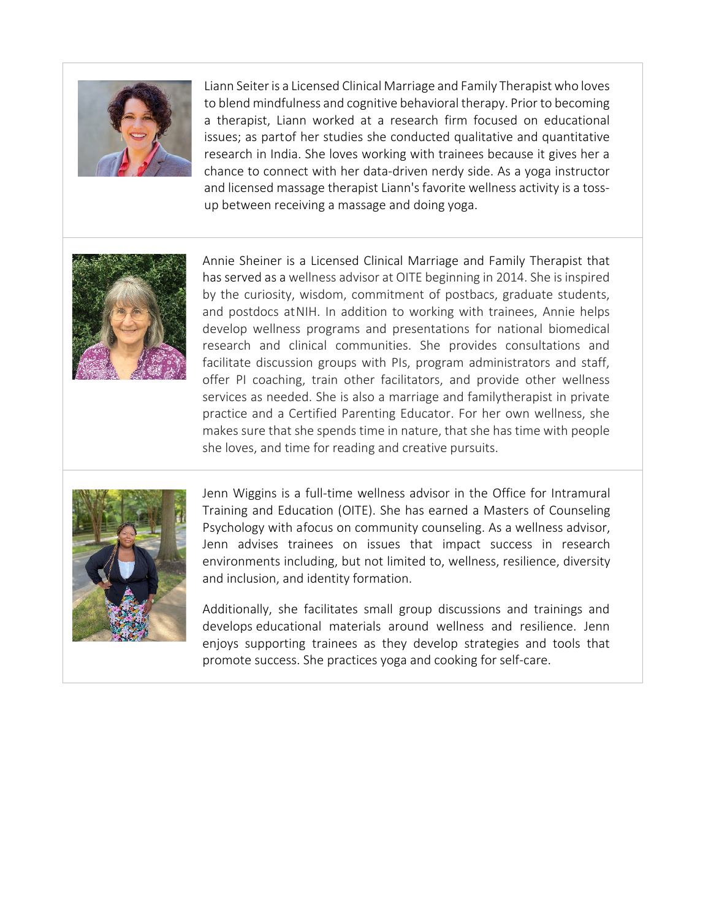Liann Seiter is a Licensed Clinical Marriage and Family Therapist who loves to blend mindfulness and cognitive behavioral therapy. Prior to becoming a therapist, Liann worked at a research firm focused on educational issues; as partof her studies she conducted qualitative and quantitative research in India. She loves working with trainees because it gives her a chance to connect with her data-driven nerdy side. As a yoga instructor and licensed massage therapist Liann's favorite wellness activity is a toss-up between receiving a massage and doing yoga.

Annie Sheiner is a Licensed Clinical Marriage and Family Therapist that has served as a wellness advisor at OITE beginning in 2014. She is inspired by the curiosity, wisdom, commitment of postbacs, graduate students, and postdocs atNIH. In addition to working with trainees, Annie helps develop wellness programs and presentations for national biomedical research and clinical communities. She provides consultations and facilitate discussion groups with PIs, program administrators and staff, offer PI coaching, train other facilitators, and provide other wellness services as needed. She is also a marriage and familytherapist in private practice and a Certified Parenting Educator. For her own wellness, she makes sure that she spends time in nature, that she has time with people she loves, and time for reading and creative pursuits.

Jenn Wiggins is a full-time wellness advisor in the Office for Intramural Training and Education (OITE). She has earned a Masters of Counseling Psychology with afocus on community counseling. As a wellness advisor, Jenn advises trainees on issues that impact success in research environments including, but not limited to, wellness, resilience, diversity and inclusion, and identity formation.

Additionally, she facilitates small group discussions and trainings and develops educational materials around wellness and resilience. Jenn enjoys supporting trainees as they develop strategies and tools that promote success. She practices yoga and cooking for self-care.